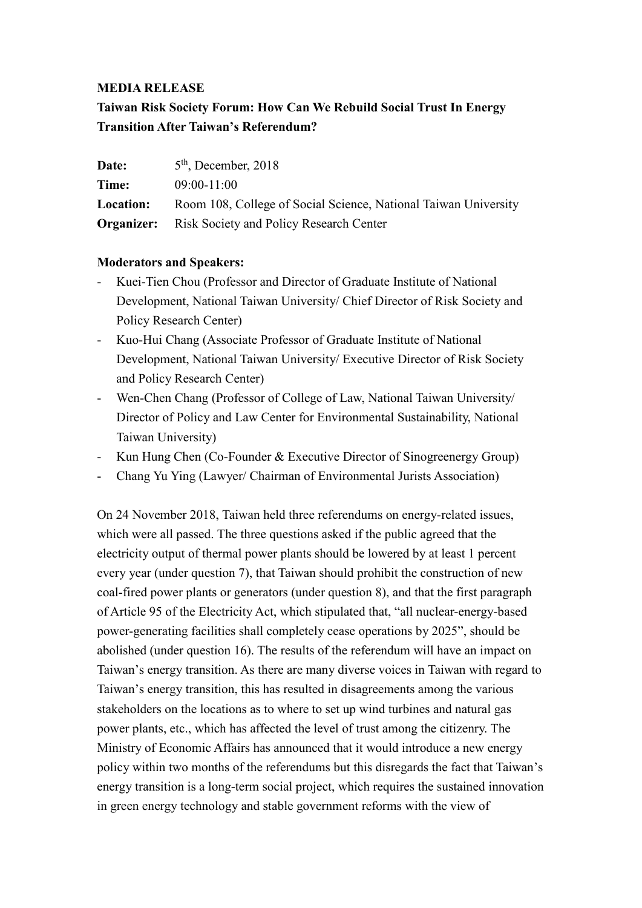**MEDIA RELEASE**

**Taiwan Risk Society Forum: How Can We Rebuild Social Trust In Energy Transition After Taiwan's Referendum?**

| | |
|---|---|
| **Date:** | 5th, December, 2018 |
| **Time:** | 09:00-11:00 |
| **Location:** | Room 108, College of Social Science, National Taiwan University |
| **Organizer:** | Risk Society and Policy Research Center |

**Moderators and Speakers:**

- Kuei-Tien Chou (Professor and Director of Graduate Institute of National Development, National Taiwan University/ Chief Director of Risk Society and Policy Research Center)
- Kuo-Hui Chang (Associate Professor of Graduate Institute of National Development, National Taiwan University/ Executive Director of Risk Society and Policy Research Center)
- Wen-Chen Chang (Professor of College of Law, National Taiwan University/ Director of Policy and Law Center for Environmental Sustainability, National Taiwan University)
- Kun Hung Chen (Co-Founder & Executive Director of Sinogreenergy Group)
- Chang Yu Ying (Lawyer/ Chairman of Environmental Jurists Association)

On 24 November 2018, Taiwan held three referendums on energy-related issues, which were all passed. The three questions asked if the public agreed that the electricity output of thermal power plants should be lowered by at least 1 percent every year (under question 7), that Taiwan should prohibit the construction of new coal-fired power plants or generators (under question 8), and that the first paragraph of Article 95 of the Electricity Act, which stipulated that, "all nuclear-energy-based power-generating facilities shall completely cease operations by 2025", should be abolished (under question 16). The results of the referendum will have an impact on Taiwan's energy transition. As there are many diverse voices in Taiwan with regard to Taiwan's energy transition, this has resulted in disagreements among the various stakeholders on the locations as to where to set up wind turbines and natural gas power plants, etc., which has affected the level of trust among the citizenry. The Ministry of Economic Affairs has announced that it would introduce a new energy policy within two months of the referendums but this disregards the fact that Taiwan's energy transition is a long-term social project, which requires the sustained innovation in green energy technology and stable government reforms with the view of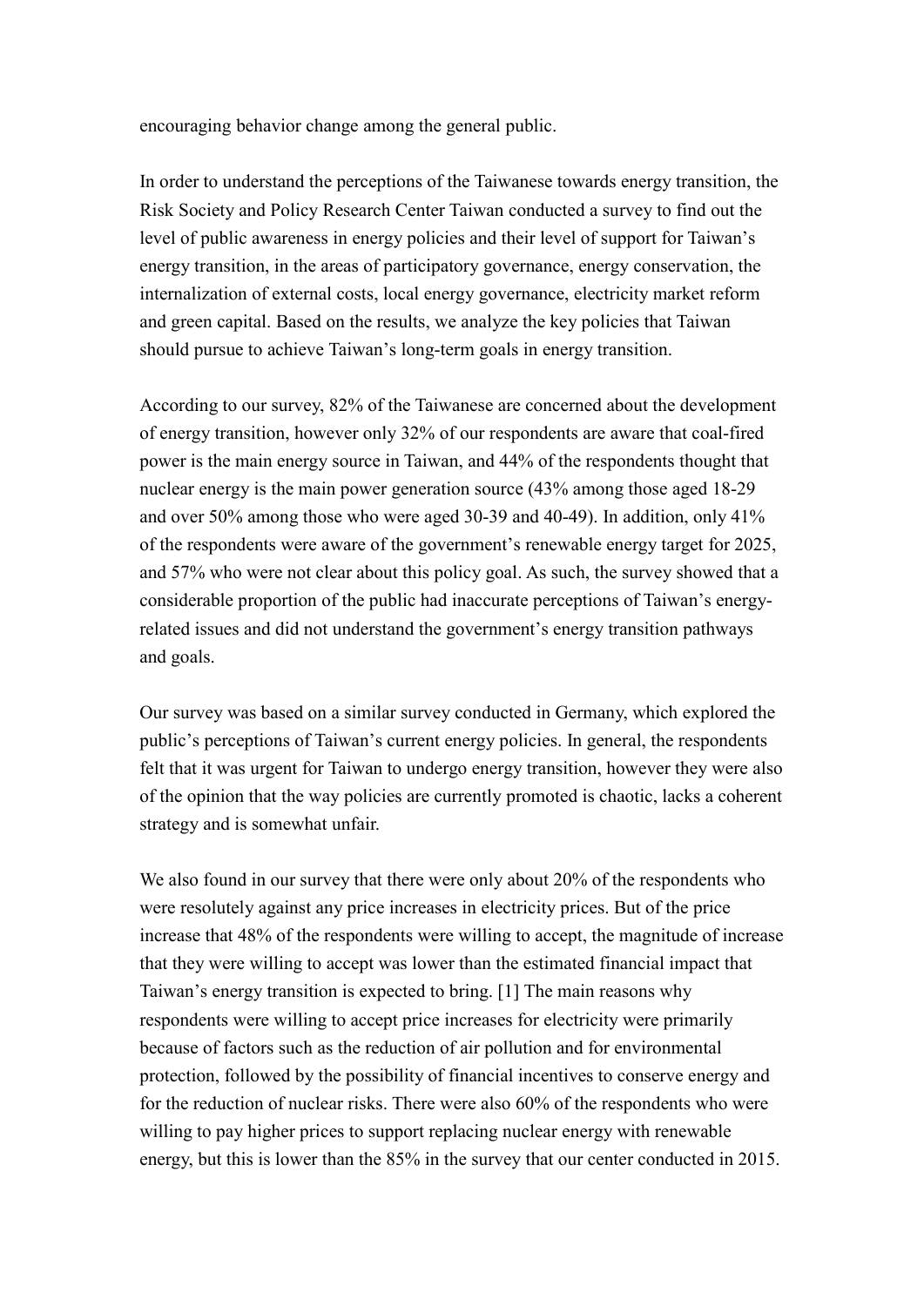encouraging behavior change among the general public.

In order to understand the perceptions of the Taiwanese towards energy transition, the Risk Society and Policy Research Center Taiwan conducted a survey to find out the level of public awareness in energy policies and their level of support for Taiwan's energy transition, in the areas of participatory governance, energy conservation, the internalization of external costs, local energy governance, electricity market reform and green capital. Based on the results, we analyze the key policies that Taiwan should pursue to achieve Taiwan's long-term goals in energy transition.

According to our survey, 82% of the Taiwanese are concerned about the development of energy transition, however only 32% of our respondents are aware that coal-fired power is the main energy source in Taiwan, and 44% of the respondents thought that nuclear energy is the main power generation source (43% among those aged 18-29 and over 50% among those who were aged 30-39 and 40-49). In addition, only 41% of the respondents were aware of the government's renewable energy target for 2025, and 57% who were not clear about this policy goal. As such, the survey showed that a considerable proportion of the public had inaccurate perceptions of Taiwan's energy-related issues and did not understand the government's energy transition pathways and goals.

Our survey was based on a similar survey conducted in Germany, which explored the public's perceptions of Taiwan's current energy policies. In general, the respondents felt that it was urgent for Taiwan to undergo energy transition, however they were also of the opinion that the way policies are currently promoted is chaotic, lacks a coherent strategy and is somewhat unfair.

We also found in our survey that there were only about 20% of the respondents who were resolutely against any price increases in electricity prices. But of the price increase that 48% of the respondents were willing to accept, the magnitude of increase that they were willing to accept was lower than the estimated financial impact that Taiwan's energy transition is expected to bring. [1] The main reasons why respondents were willing to accept price increases for electricity were primarily because of factors such as the reduction of air pollution and for environmental protection, followed by the possibility of financial incentives to conserve energy and for the reduction of nuclear risks. There were also 60% of the respondents who were willing to pay higher prices to support replacing nuclear energy with renewable energy, but this is lower than the 85% in the survey that our center conducted in 2015.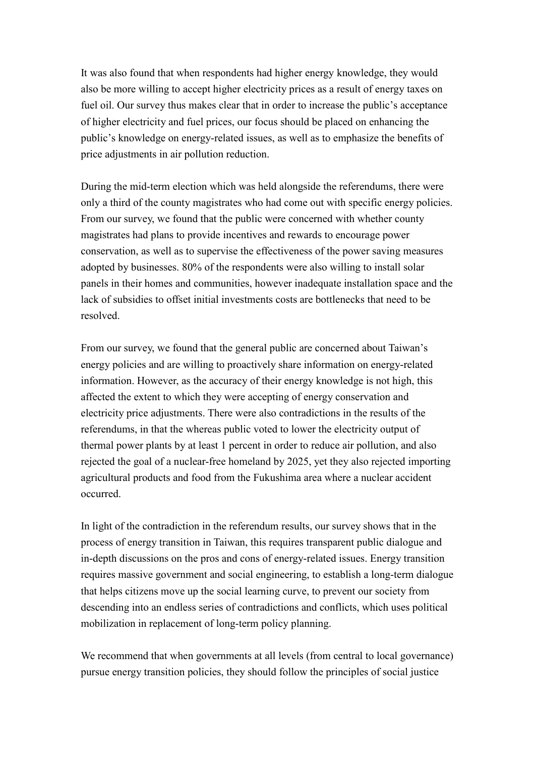It was also found that when respondents had higher energy knowledge, they would also be more willing to accept higher electricity prices as a result of energy taxes on fuel oil. Our survey thus makes clear that in order to increase the public's acceptance of higher electricity and fuel prices, our focus should be placed on enhancing the public's knowledge on energy-related issues, as well as to emphasize the benefits of price adjustments in air pollution reduction.

During the mid-term election which was held alongside the referendums, there were only a third of the county magistrates who had come out with specific energy policies. From our survey, we found that the public were concerned with whether county magistrates had plans to provide incentives and rewards to encourage power conservation, as well as to supervise the effectiveness of the power saving measures adopted by businesses. 80% of the respondents were also willing to install solar panels in their homes and communities, however inadequate installation space and the lack of subsidies to offset initial investments costs are bottlenecks that need to be resolved.

From our survey, we found that the general public are concerned about Taiwan's energy policies and are willing to proactively share information on energy-related information. However, as the accuracy of their energy knowledge is not high, this affected the extent to which they were accepting of energy conservation and electricity price adjustments. There were also contradictions in the results of the referendums, in that the whereas public voted to lower the electricity output of thermal power plants by at least 1 percent in order to reduce air pollution, and also rejected the goal of a nuclear-free homeland by 2025, yet they also rejected importing agricultural products and food from the Fukushima area where a nuclear accident occurred.

In light of the contradiction in the referendum results, our survey shows that in the process of energy transition in Taiwan, this requires transparent public dialogue and in-depth discussions on the pros and cons of energy-related issues. Energy transition requires massive government and social engineering, to establish a long-term dialogue that helps citizens move up the social learning curve, to prevent our society from descending into an endless series of contradictions and conflicts, which uses political mobilization in replacement of long-term policy planning.

We recommend that when governments at all levels (from central to local governance) pursue energy transition policies, they should follow the principles of social justice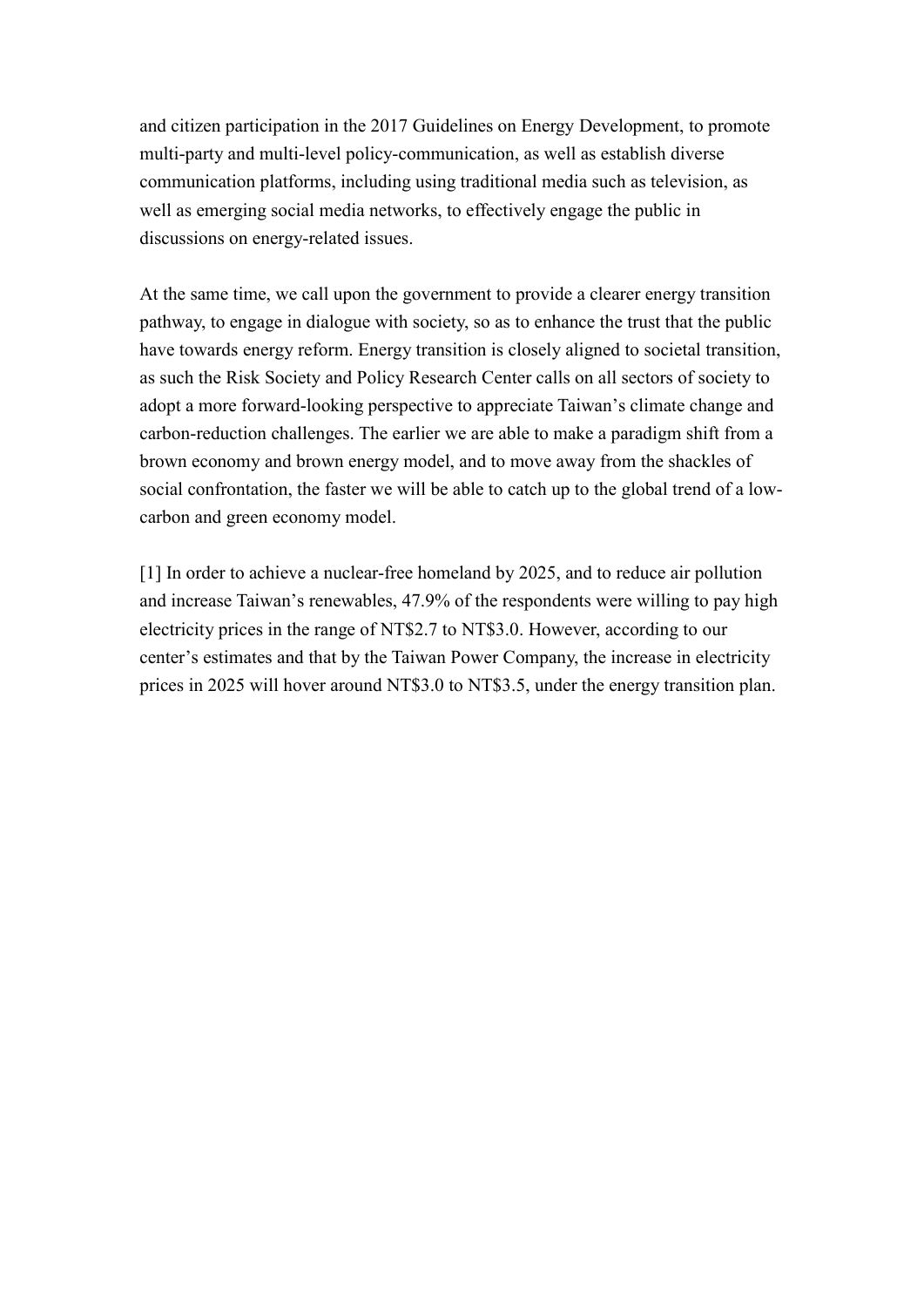and citizen participation in the 2017 Guidelines on Energy Development, to promote multi-party and multi-level policy-communication, as well as establish diverse communication platforms, including using traditional media such as television, as well as emerging social media networks, to effectively engage the public in discussions on energy-related issues.

At the same time, we call upon the government to provide a clearer energy transition pathway, to engage in dialogue with society, so as to enhance the trust that the public have towards energy reform. Energy transition is closely aligned to societal transition, as such the Risk Society and Policy Research Center calls on all sectors of society to adopt a more forward-looking perspective to appreciate Taiwan's climate change and carbon-reduction challenges. The earlier we are able to make a paradigm shift from a brown economy and brown energy model, and to move away from the shackles of social confrontation, the faster we will be able to catch up to the global trend of a low-carbon and green economy model.

[1] In order to achieve a nuclear-free homeland by 2025, and to reduce air pollution and increase Taiwan's renewables, 47.9% of the respondents were willing to pay high electricity prices in the range of NT$2.7 to NT$3.0. However, according to our center's estimates and that by the Taiwan Power Company, the increase in electricity prices in 2025 will hover around NT$3.0 to NT$3.5, under the energy transition plan.